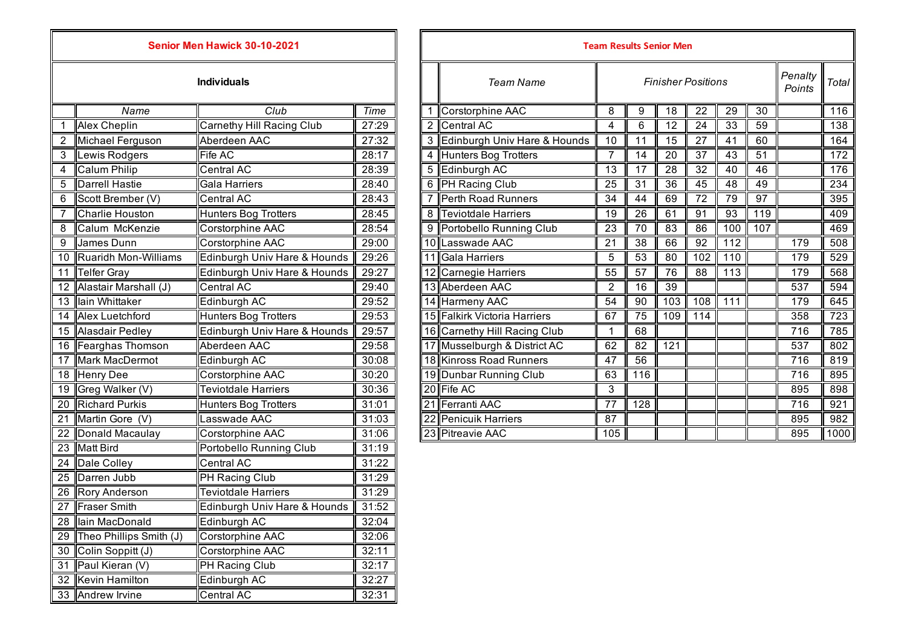## Senior Men Hawick 30-10-2021

### Individuals

| | Name | Club | Time |
|---|---|---|---|
| 1 | Alex Cheplin | Carnethy Hill Racing Club | 27:29 |
| 2 | Michael Ferguson | Aberdeen AAC | 27:32 |
| 3 | Lewis Rodgers | Fife AC | 28:17 |
| 4 | Calum Philip | Central AC | 28:39 |
| 5 | Darrell Hastie | Gala Harriers | 28:40 |
| 6 | Scott Brember (V) | Central AC | 28:43 |
| 7 | Charlie Houston | Hunters Bog Trotters | 28:45 |
| 8 | Calum McKenzie | Corstorphine AAC | 28:54 |
| 9 | James Dunn | Corstorphine AAC | 29:00 |
| 10 | Ruaridh Mon-Williams | Edinburgh Univ Hare & Hounds | 29:26 |
| 11 | Telfer Gray | Edinburgh Univ Hare & Hounds | 29:27 |
| 12 | Alastair Marshall (J) | Central AC | 29:40 |
| 13 | Iain Whittaker | Edinburgh AC | 29:52 |
| 14 | Alex Luetchford | Hunters Bog Trotters | 29:53 |
| 15 | Alasdair Pedley | Edinburgh Univ Hare & Hounds | 29:57 |
| 16 | Fearghas Thomson | Aberdeen AAC | 29:58 |
| 17 | Mark MacDermot | Edinburgh AC | 30:08 |
| 18 | Henry Dee | Corstorphine AAC | 30:20 |
| 19 | Greg Walker (V) | Teviotdale Harriers | 30:36 |
| 20 | Richard Purkis | Hunters Bog Trotters | 31:01 |
| 21 | Martin Gore (V) | Lasswade AAC | 31:03 |
| 22 | Donald Macaulay | Corstorphine AAC | 31:06 |
| 23 | Matt Bird | Portobello Running Club | 31:19 |
| 24 | Dale Colley | Central AC | 31:22 |
| 25 | Darren Jubb | PH Racing Club | 31:29 |
| 26 | Rory Anderson | Teviotdale Harriers | 31:29 |
| 27 | Fraser Smith | Edinburgh Univ Hare & Hounds | 31:52 |
| 28 | Iain MacDonald | Edinburgh AC | 32:04 |
| 29 | Theo Phillips Smith (J) | Corstorphine AAC | 32:06 |
| 30 | Colin Soppitt (J) | Corstorphine AAC | 32:11 |
| 31 | Paul Kieran (V) | PH Racing Club | 32:17 |
| 32 | Kevin Hamilton | Edinburgh AC | 32:27 |
| 33 | Andrew Irvine | Central AC | 32:31 |

## Team Results Senior Men

| | Team Name | Finisher Positions | | | | | | Penalty Points | Total |
|---|---|---|---|---|---|---|---|---|---|
| 1 | Corstorphine AAC | 8 | 9 | 18 | 22 | 29 | 30 | | 116 |
| 2 | Central AC | 4 | 6 | 12 | 24 | 33 | 59 | | 138 |
| 3 | Edinburgh Univ Hare & Hounds | 10 | 11 | 15 | 27 | 41 | 60 | | 164 |
| 4 | Hunters Bog Trotters | 7 | 14 | 20 | 37 | 43 | 51 | | 172 |
| 5 | Edinburgh AC | 13 | 17 | 28 | 32 | 40 | 46 | | 176 |
| 6 | PH Racing Club | 25 | 31 | 36 | 45 | 48 | 49 | | 234 |
| 7 | Perth Road Runners | 34 | 44 | 69 | 72 | 79 | 97 | | 395 |
| 8 | Teviotdale Harriers | 19 | 26 | 61 | 91 | 93 | 119 | | 409 |
| 9 | Portobello Running Club | 23 | 70 | 83 | 86 | 100 | 107 | | 469 |
| 10 | Lasswade AAC | 21 | 38 | 66 | 92 | 112 | | 179 | 508 |
| 11 | Gala Harriers | 5 | 53 | 80 | 102 | 110 | | 179 | 529 |
| 12 | Carnegie Harriers | 55 | 57 | 76 | 88 | 113 | | 179 | 568 |
| 13 | Aberdeen AAC | 2 | 16 | 39 | | | | 537 | 594 |
| 14 | Harmeny AAC | 54 | 90 | 103 | 108 | 111 | | 179 | 645 |
| 15 | Falkirk Victoria Harriers | 67 | 75 | 109 | 114 | | | 358 | 723 |
| 16 | Carnethy Hill Racing Club | 1 | 68 | | | | | 716 | 785 |
| 17 | Musselburgh & District AC | 62 | 82 | 121 | | | | 537 | 802 |
| 18 | Kinross Road Runners | 47 | 56 | | | | | 716 | 819 |
| 19 | Dunbar Running Club | 63 | 116 | | | | | 716 | 895 |
| 20 | Fife AC | 3 | | | | | | 895 | 898 |
| 21 | Ferranti AAC | 77 | 128 | | | | | 716 | 921 |
| 22 | Penicuik Harriers | 87 | | | | | | 895 | 982 |
| 23 | Pitreavie AAC | 105 | | | | | | 895 | 1000 |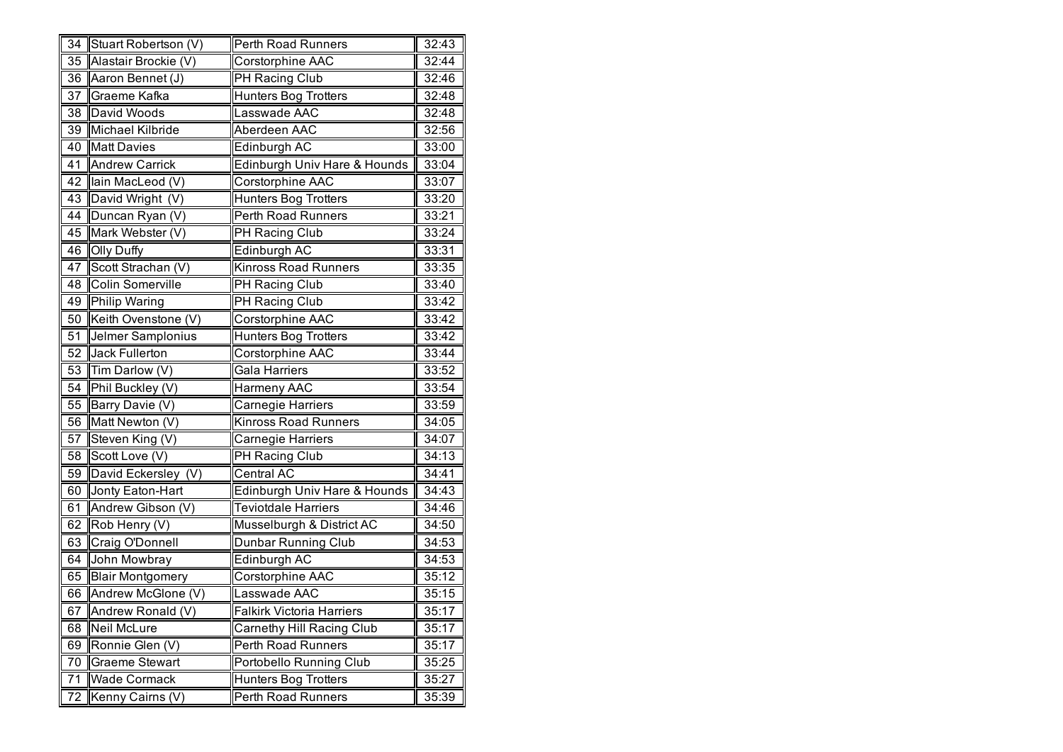| | | | |
|---|---|---|---|
| 34 | Stuart Robertson (V) | Perth Road Runners | 32:43 |
| 35 | Alastair Brockie (V) | Corstorphine AAC | 32:44 |
| 36 | Aaron Bennet (J) | PH Racing Club | 32:46 |
| 37 | Graeme Kafka | Hunters Bog Trotters | 32:48 |
| 38 | David Woods | Lasswade AAC | 32:48 |
| 39 | Michael Kilbride | Aberdeen AAC | 32:56 |
| 40 | Matt Davies | Edinburgh AC | 33:00 |
| 41 | Andrew Carrick | Edinburgh Univ Hare & Hounds | 33:04 |
| 42 | Iain MacLeod (V) | Corstorphine AAC | 33:07 |
| 43 | David Wright (V) | Hunters Bog Trotters | 33:20 |
| 44 | Duncan Ryan (V) | Perth Road Runners | 33:21 |
| 45 | Mark Webster (V) | PH Racing Club | 33:24 |
| 46 | Olly Duffy | Edinburgh AC | 33:31 |
| 47 | Scott Strachan (V) | Kinross Road Runners | 33:35 |
| 48 | Colin Somerville | PH Racing Club | 33:40 |
| 49 | Philip Waring | PH Racing Club | 33:42 |
| 50 | Keith Ovenstone (V) | Corstorphine AAC | 33:42 |
| 51 | Jelmer Samplonius | Hunters Bog Trotters | 33:42 |
| 52 | Jack Fullerton | Corstorphine AAC | 33:44 |
| 53 | Tim Darlow (V) | Gala Harriers | 33:52 |
| 54 | Phil Buckley (V) | Harmeny AAC | 33:54 |
| 55 | Barry Davie (V) | Carnegie Harriers | 33:59 |
| 56 | Matt Newton (V) | Kinross Road Runners | 34:05 |
| 57 | Steven King (V) | Carnegie Harriers | 34:07 |
| 58 | Scott Love (V) | PH Racing Club | 34:13 |
| 59 | David Eckersley (V) | Central AC | 34:41 |
| 60 | Jonty Eaton-Hart | Edinburgh Univ Hare & Hounds | 34:43 |
| 61 | Andrew Gibson (V) | Teviotdale Harriers | 34:46 |
| 62 | Rob Henry (V) | Musselburgh & District AC | 34:50 |
| 63 | Craig O'Donnell | Dunbar Running Club | 34:53 |
| 64 | John Mowbray | Edinburgh AC | 34:53 |
| 65 | Blair Montgomery | Corstorphine AAC | 35:12 |
| 66 | Andrew McGlone (V) | Lasswade AAC | 35:15 |
| 67 | Andrew Ronald (V) | Falkirk Victoria Harriers | 35:17 |
| 68 | Neil McLure | Carnethy Hill Racing Club | 35:17 |
| 69 | Ronnie Glen (V) | Perth Road Runners | 35:17 |
| 70 | Graeme Stewart | Portobello Running Club | 35:25 |
| 71 | Wade Cormack | Hunters Bog Trotters | 35:27 |
| 72 | Kenny Cairns (V) | Perth Road Runners | 35:39 |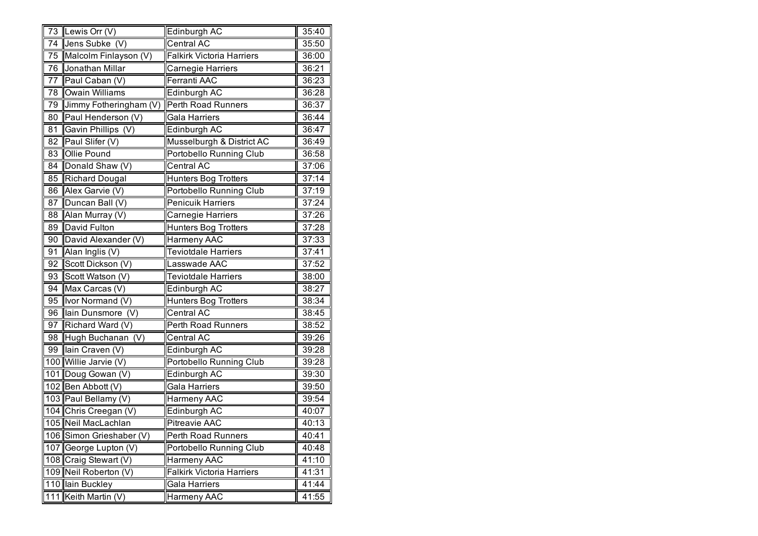| 73 | Lewis Orr (V) | Edinburgh AC | 35:40 |
|---|---|---|---|
| 74 | Jens Subke (V) | Central AC | 35:50 |
| 75 | Malcolm Finlayson (V) | Falkirk Victoria Harriers | 36:00 |
| 76 | Jonathan Millar | Carnegie Harriers | 36:21 |
| 77 | Paul Caban (V) | Ferranti AAC | 36:23 |
| 78 | Owain Williams | Edinburgh AC | 36:28 |
| 79 | Jimmy Fotheringham (V) | Perth Road Runners | 36:37 |
| 80 | Paul Henderson (V) | Gala Harriers | 36:44 |
| 81 | Gavin Phillips (V) | Edinburgh AC | 36:47 |
| 82 | Paul Slifer (V) | Musselburgh & District AC | 36:49 |
| 83 | Ollie Pound | Portobello Running Club | 36:58 |
| 84 | Donald Shaw (V) | Central AC | 37:06 |
| 85 | Richard Dougal | Hunters Bog Trotters | 37:14 |
| 86 | Alex Garvie (V) | Portobello Running Club | 37:19 |
| 87 | Duncan Ball (V) | Penicuik Harriers | 37:24 |
| 88 | Alan Murray (V) | Carnegie Harriers | 37:26 |
| 89 | David Fulton | Hunters Bog Trotters | 37:28 |
| 90 | David Alexander (V) | Harmeny AAC | 37:33 |
| 91 | Alan Inglis (V) | Teviotdale Harriers | 37:41 |
| 92 | Scott Dickson (V) | Lasswade AAC | 37:52 |
| 93 | Scott Watson (V) | Teviotdale Harriers | 38:00 |
| 94 | Max Carcas (V) | Edinburgh AC | 38:27 |
| 95 | Ivor Normand (V) | Hunters Bog Trotters | 38:34 |
| 96 | Iain Dunsmore (V) | Central AC | 38:45 |
| 97 | Richard Ward (V) | Perth Road Runners | 38:52 |
| 98 | Hugh Buchanan (V) | Central AC | 39:26 |
| 99 | Iain Craven (V) | Edinburgh AC | 39:28 |
| 100 | Willie Jarvie (V) | Portobello Running Club | 39:28 |
| 101 | Doug Gowan (V) | Edinburgh AC | 39:30 |
| 102 | Ben Abbott (V) | Gala Harriers | 39:50 |
| 103 | Paul Bellamy (V) | Harmeny AAC | 39:54 |
| 104 | Chris Creegan (V) | Edinburgh AC | 40:07 |
| 105 | Neil MacLachlan | Pitreavie AAC | 40:13 |
| 106 | Simon Grieshaber (V) | Perth Road Runners | 40:41 |
| 107 | George Lupton (V) | Portobello Running Club | 40:48 |
| 108 | Craig Stewart (V) | Harmeny AAC | 41:10 |
| 109 | Neil Roberton (V) | Falkirk Victoria Harriers | 41:31 |
| 110 | Iain Buckley | Gala Harriers | 41:44 |
| 111 | Keith Martin (V) | Harmeny AAC | 41:55 |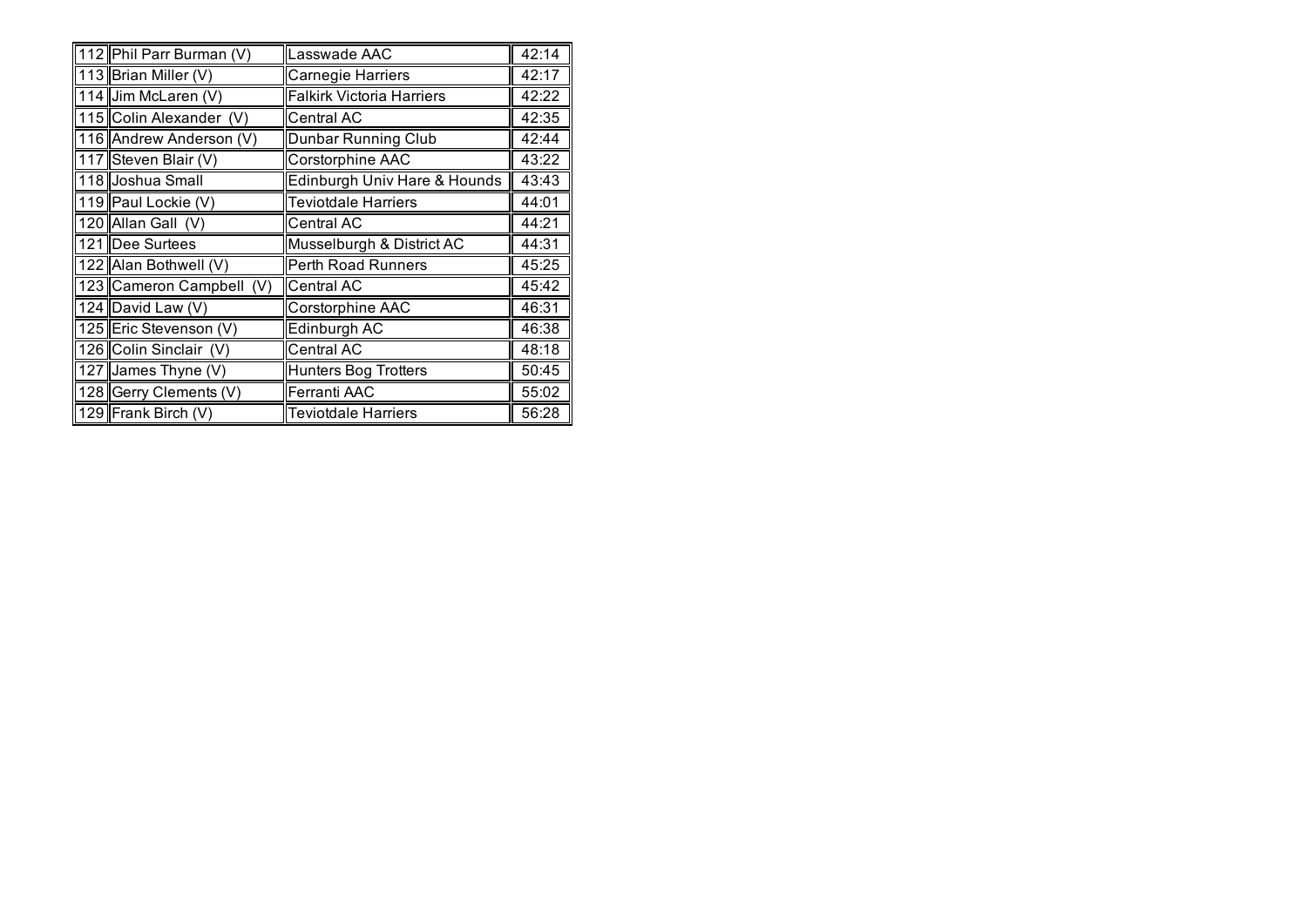| | | | |
|---|---|---|---|
| 112 | Phil Parr Burman (V) | Lasswade AAC | 42:14 |
| 113 | Brian Miller (V) | Carnegie Harriers | 42:17 |
| 114 | Jim McLaren (V) | Falkirk Victoria Harriers | 42:22 |
| 115 | Colin Alexander (V) | Central AC | 42:35 |
| 116 | Andrew Anderson (V) | Dunbar Running Club | 42:44 |
| 117 | Steven Blair (V) | Corstorphine AAC | 43:22 |
| 118 | Joshua Small | Edinburgh Univ Hare & Hounds | 43:43 |
| 119 | Paul Lockie (V) | Teviotdale Harriers | 44:01 |
| 120 | Allan Gall (V) | Central AC | 44:21 |
| 121 | Dee Surtees | Musselburgh & District AC | 44:31 |
| 122 | Alan Bothwell (V) | Perth Road Runners | 45:25 |
| 123 | Cameron Campbell (V) | Central AC | 45:42 |
| 124 | David Law (V) | Corstorphine AAC | 46:31 |
| 125 | Eric Stevenson (V) | Edinburgh AC | 46:38 |
| 126 | Colin Sinclair (V) | Central AC | 48:18 |
| 127 | James Thyne (V) | Hunters Bog Trotters | 50:45 |
| 128 | Gerry Clements (V) | Ferranti AAC | 55:02 |
| 129 | Frank Birch (V) | Teviotdale Harriers | 56:28 |